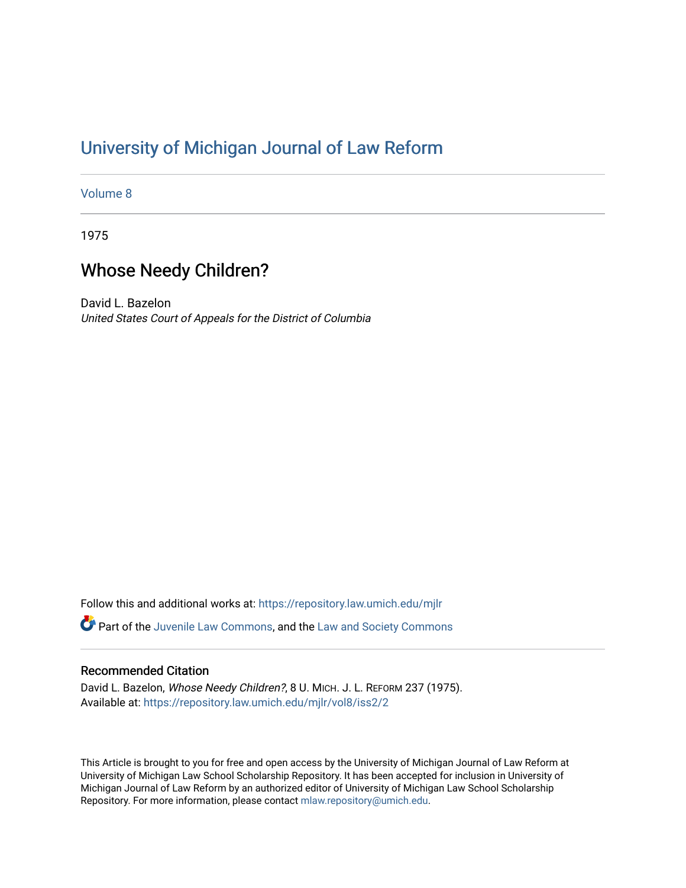# University of Michigan Journal of Law Reform

Volume 8

1975

## Whose Needy Children?

David L. Bazelon
*United States Court of Appeals for the District of Columbia*

Follow this and additional works at: https://repository.law.umich.edu/mjlr

Part of the Juvenile Law Commons, and the Law and Society Commons

### Recommended Citation

David L. Bazelon, *Whose Needy Children?*, 8 U. MICH. J. L. REFORM 237 (1975).
Available at: https://repository.law.umich.edu/mjlr/vol8/iss2/2

This Article is brought to you for free and open access by the University of Michigan Journal of Law Reform at University of Michigan Law School Scholarship Repository. It has been accepted for inclusion in University of Michigan Journal of Law Reform by an authorized editor of University of Michigan Law School Scholarship Repository. For more information, please contact mlaw.repository@umich.edu.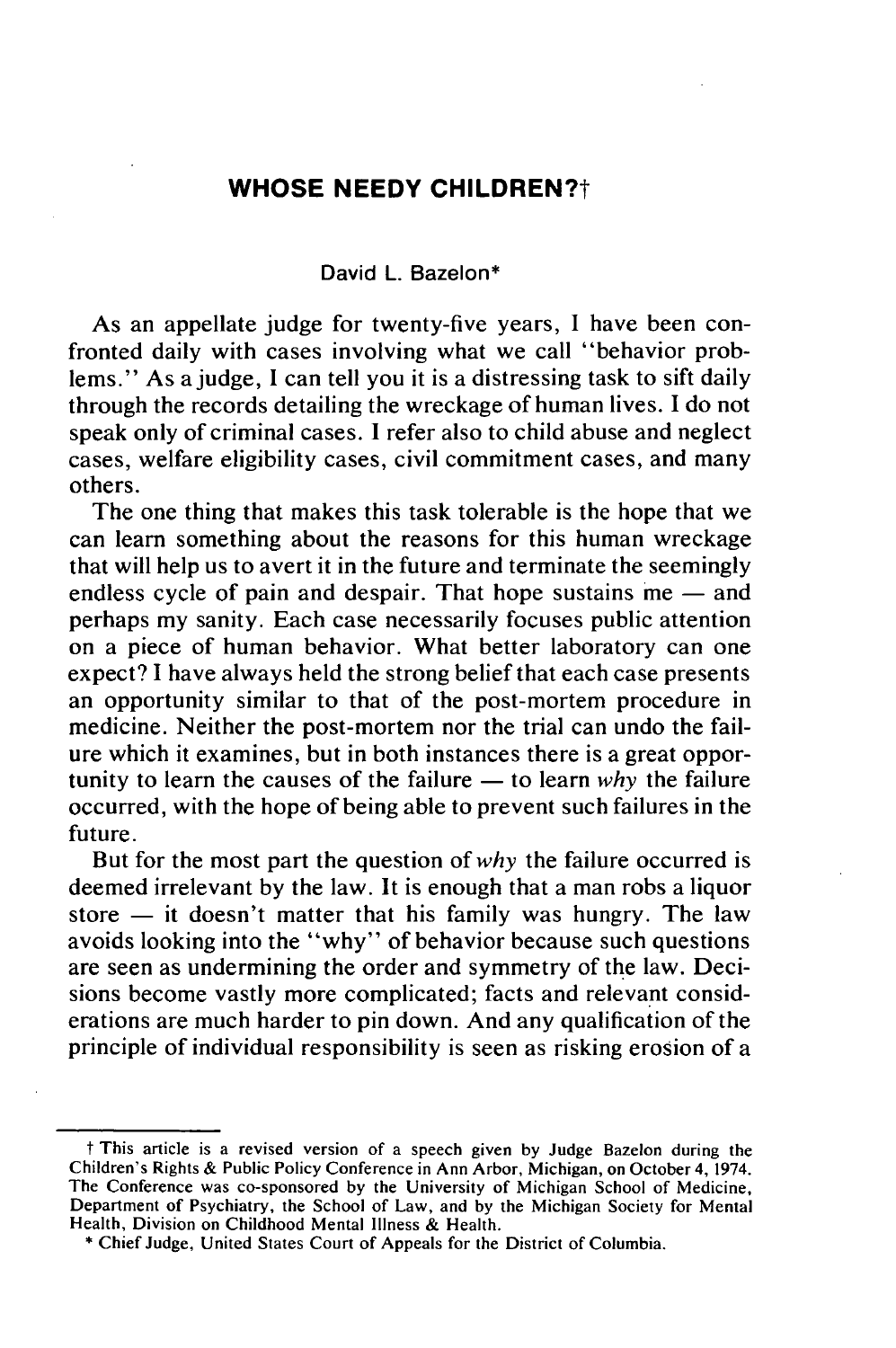## WHOSE NEEDY CHILDREN?†

David L. Bazelon*

As an appellate judge for twenty-five years, I have been confronted daily with cases involving what we call "behavior problems." As a judge, I can tell you it is a distressing task to sift daily through the records detailing the wreckage of human lives. I do not speak only of criminal cases. I refer also to child abuse and neglect cases, welfare eligibility cases, civil commitment cases, and many others.

The one thing that makes this task tolerable is the hope that we can learn something about the reasons for this human wreckage that will help us to avert it in the future and terminate the seemingly endless cycle of pain and despair. That hope sustains me — and perhaps my sanity. Each case necessarily focuses public attention on a piece of human behavior. What better laboratory can one expect? I have always held the strong belief that each case presents an opportunity similar to that of the post-mortem procedure in medicine. Neither the post-mortem nor the trial can undo the failure which it examines, but in both instances there is a great opportunity to learn the causes of the failure — to learn *why* the failure occurred, with the hope of being able to prevent such failures in the future.

But for the most part the question of *why* the failure occurred is deemed irrelevant by the law. It is enough that a man robs a liquor store — it doesn't matter that his family was hungry. The law avoids looking into the "why" of behavior because such questions are seen as undermining the order and symmetry of the law. Decisions become vastly more complicated; facts and relevant considerations are much harder to pin down. And any qualification of the principle of individual responsibility is seen as risking erosion of a

---

† This article is a revised version of a speech given by Judge Bazelon during the Children's Rights & Public Policy Conference in Ann Arbor, Michigan, on October 4, 1974. The Conference was co-sponsored by the University of Michigan School of Medicine, Department of Psychiatry, the School of Law, and by the Michigan Society for Mental Health, Division on Childhood Mental Illness & Health.

\* Chief Judge, United States Court of Appeals for the District of Columbia.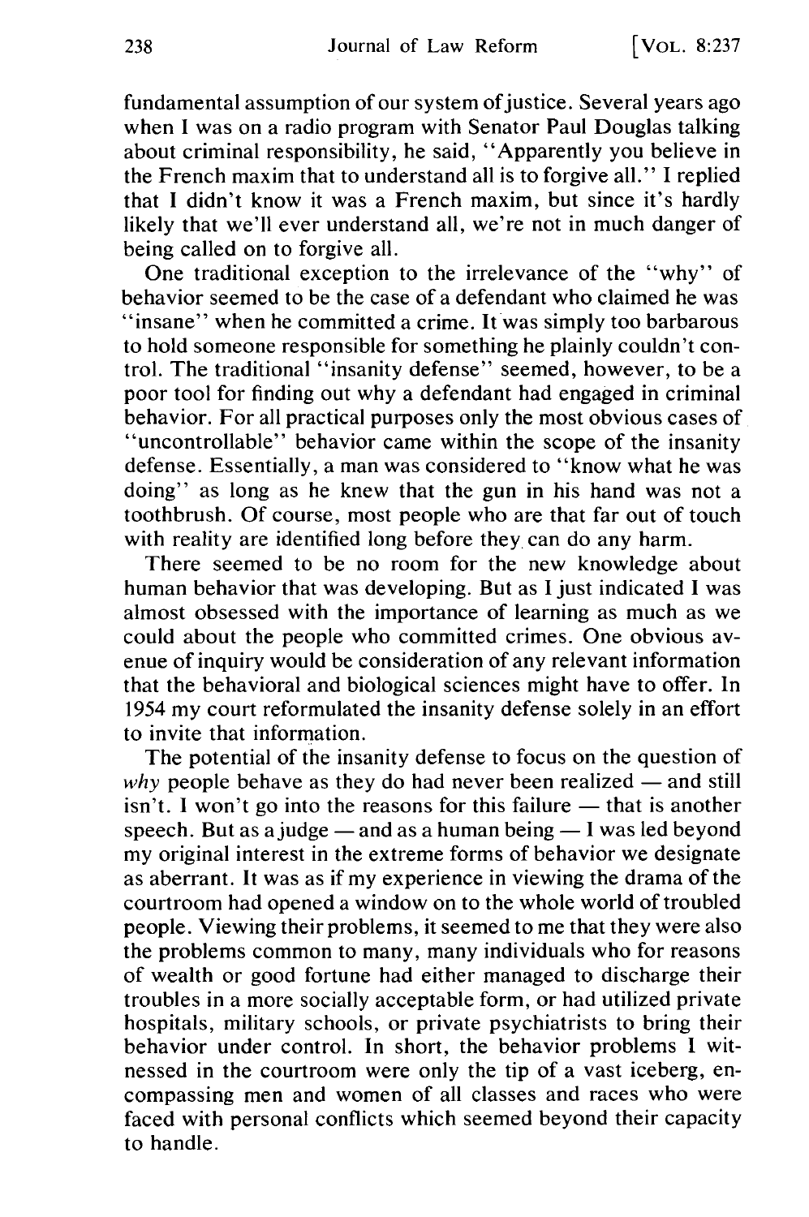fundamental assumption of our system of justice. Several years ago when I was on a radio program with Senator Paul Douglas talking about criminal responsibility, he said, "Apparently you believe in the French maxim that to understand all is to forgive all." I replied that I didn't know it was a French maxim, but since it's hardly likely that we'll ever understand all, we're not in much danger of being called on to forgive all.

One traditional exception to the irrelevance of the "why" of behavior seemed to be the case of a defendant who claimed he was "insane" when he committed a crime. It was simply too barbarous to hold someone responsible for something he plainly couldn't control. The traditional "insanity defense" seemed, however, to be a poor tool for finding out why a defendant had engaged in criminal behavior. For all practical purposes only the most obvious cases of "uncontrollable" behavior came within the scope of the insanity defense. Essentially, a man was considered to "know what he was doing" as long as he knew that the gun in his hand was not a toothbrush. Of course, most people who are that far out of touch with reality are identified long before they can do any harm.

There seemed to be no room for the new knowledge about human behavior that was developing. But as I just indicated I was almost obsessed with the importance of learning as much as we could about the people who committed crimes. One obvious avenue of inquiry would be consideration of any relevant information that the behavioral and biological sciences might have to offer. In 1954 my court reformulated the insanity defense solely in an effort to invite that information.

The potential of the insanity defense to focus on the question of *why* people behave as they do had never been realized — and still isn't. I won't go into the reasons for this failure — that is another speech. But as a judge — and as a human being — I was led beyond my original interest in the extreme forms of behavior we designate as aberrant. It was as if my experience in viewing the drama of the courtroom had opened a window on to the whole world of troubled people. Viewing their problems, it seemed to me that they were also the problems common to many, many individuals who for reasons of wealth or good fortune had either managed to discharge their troubles in a more socially acceptable form, or had utilized private hospitals, military schools, or private psychiatrists to bring their behavior under control. In short, the behavior problems I witnessed in the courtroom were only the tip of a vast iceberg, encompassing men and women of all classes and races who were faced with personal conflicts which seemed beyond their capacity to handle.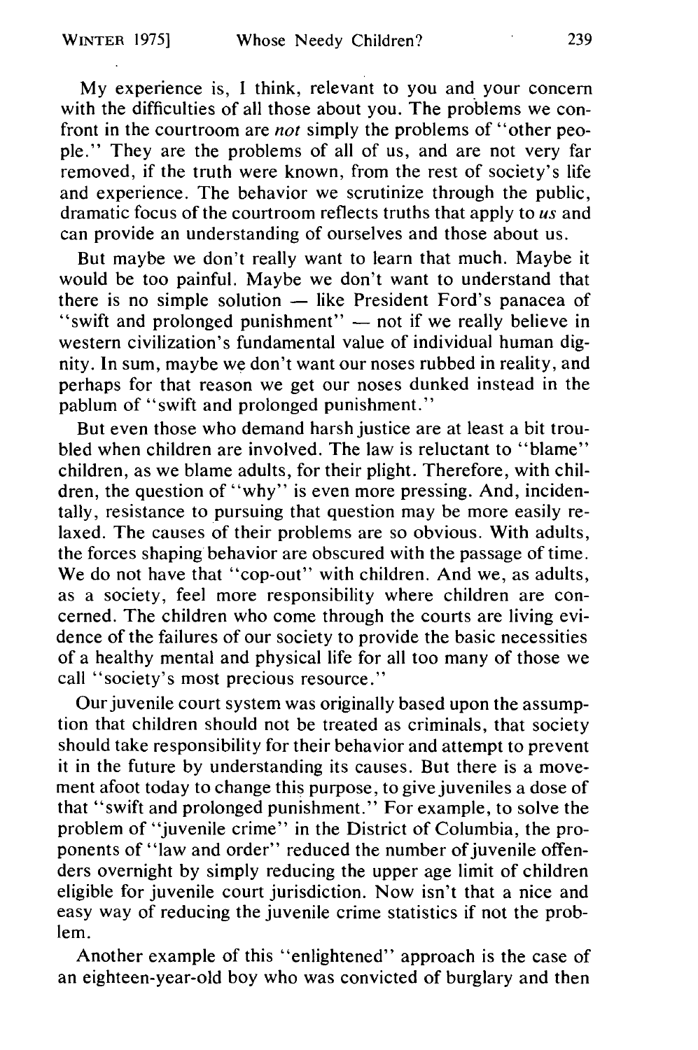My experience is, I think, relevant to you and your concern with the difficulties of all those about you. The problems we confront in the courtroom are *not* simply the problems of "other people." They are the problems of all of us, and are not very far removed, if the truth were known, from the rest of society's life and experience. The behavior we scrutinize through the public, dramatic focus of the courtroom reflects truths that apply to *us* and can provide an understanding of ourselves and those about us.

But maybe we don't really want to learn that much. Maybe it would be too painful. Maybe we don't want to understand that there is no simple solution — like President Ford's panacea of "swift and prolonged punishment" — not if we really believe in western civilization's fundamental value of individual human dignity. In sum, maybe we don't want our noses rubbed in reality, and perhaps for that reason we get our noses dunked instead in the pablum of "swift and prolonged punishment."

But even those who demand harsh justice are at least a bit troubled when children are involved. The law is reluctant to "blame" children, as we blame adults, for their plight. Therefore, with children, the question of "why" is even more pressing. And, incidentally, resistance to pursuing that question may be more easily relaxed. The causes of their problems are so obvious. With adults, the forces shaping behavior are obscured with the passage of time. We do not have that "cop-out" with children. And we, as adults, as a society, feel more responsibility where children are concerned. The children who come through the courts are living evidence of the failures of our society to provide the basic necessities of a healthy mental and physical life for all too many of those we call "society's most precious resource."

Our juvenile court system was originally based upon the assumption that children should not be treated as criminals, that society should take responsibility for their behavior and attempt to prevent it in the future by understanding its causes. But there is a movement afoot today to change this purpose, to give juveniles a dose of that "swift and prolonged punishment." For example, to solve the problem of "juvenile crime" in the District of Columbia, the proponents of "law and order" reduced the number of juvenile offenders overnight by simply reducing the upper age limit of children eligible for juvenile court jurisdiction. Now isn't that a nice and easy way of reducing the juvenile crime statistics if not the problem.

Another example of this "enlightened" approach is the case of an eighteen-year-old boy who was convicted of burglary and then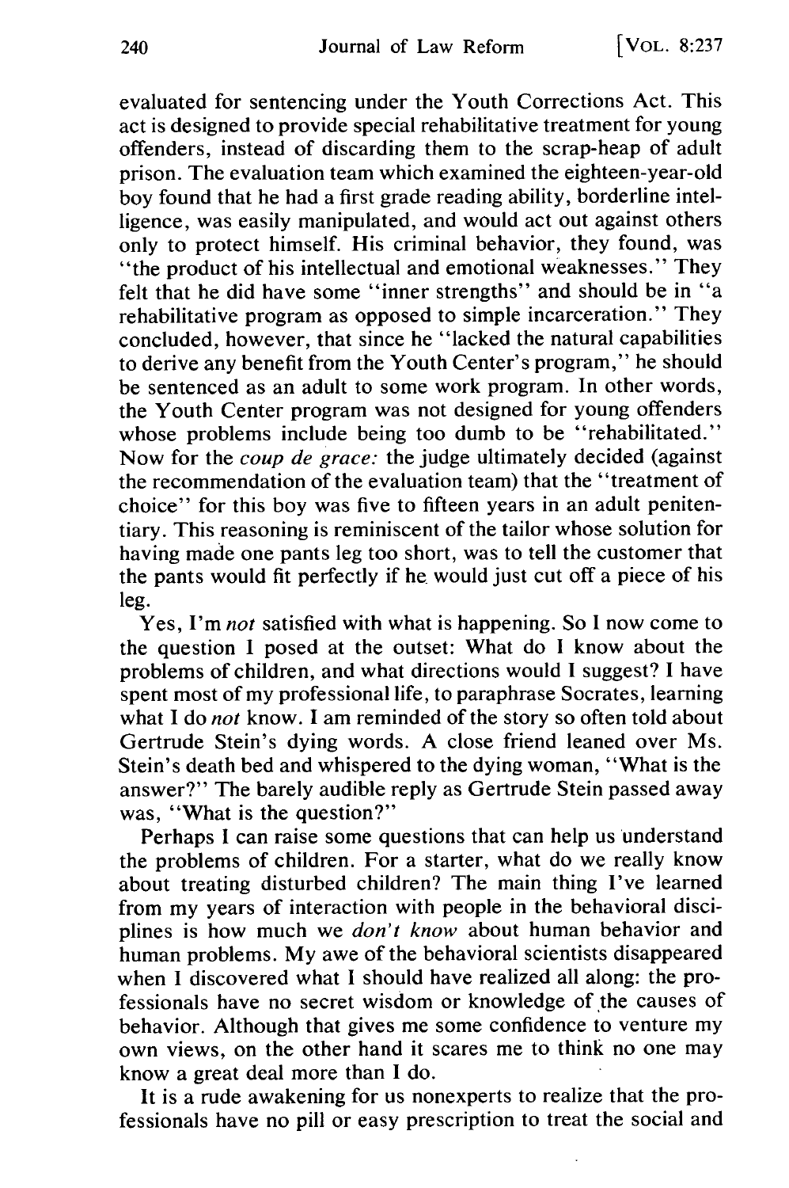evaluated for sentencing under the Youth Corrections Act. This act is designed to provide special rehabilitative treatment for young offenders, instead of discarding them to the scrap-heap of adult prison. The evaluation team which examined the eighteen-year-old boy found that he had a first grade reading ability, borderline intelligence, was easily manipulated, and would act out against others only to protect himself. His criminal behavior, they found, was "the product of his intellectual and emotional weaknesses." They felt that he did have some "inner strengths" and should be in "a rehabilitative program as opposed to simple incarceration." They concluded, however, that since he "lacked the natural capabilities to derive any benefit from the Youth Center's program," he should be sentenced as an adult to some work program. In other words, the Youth Center program was not designed for young offenders whose problems include being too dumb to be "rehabilitated." Now for the *coup de grace:* the judge ultimately decided (against the recommendation of the evaluation team) that the "treatment of choice" for this boy was five to fifteen years in an adult penitentiary. This reasoning is reminiscent of the tailor whose solution for having made one pants leg too short, was to tell the customer that the pants would fit perfectly if he would just cut off a piece of his leg.

Yes, I'm *not* satisfied with what is happening. So I now come to the question I posed at the outset: What do I know about the problems of children, and what directions would I suggest? I have spent most of my professional life, to paraphrase Socrates, learning what I do *not* know. I am reminded of the story so often told about Gertrude Stein's dying words. A close friend leaned over Ms. Stein's death bed and whispered to the dying woman, "What is the answer?" The barely audible reply as Gertrude Stein passed away was, "What is the question?"

Perhaps I can raise some questions that can help us understand the problems of children. For a starter, what do we really know about treating disturbed children? The main thing I've learned from my years of interaction with people in the behavioral disciplines is how much we *don't know* about human behavior and human problems. My awe of the behavioral scientists disappeared when I discovered what I should have realized all along: the professionals have no secret wisdom or knowledge of the causes of behavior. Although that gives me some confidence to venture my own views, on the other hand it scares me to think no one may know a great deal more than I do.

It is a rude awakening for us nonexperts to realize that the professionals have no pill or easy prescription to treat the social and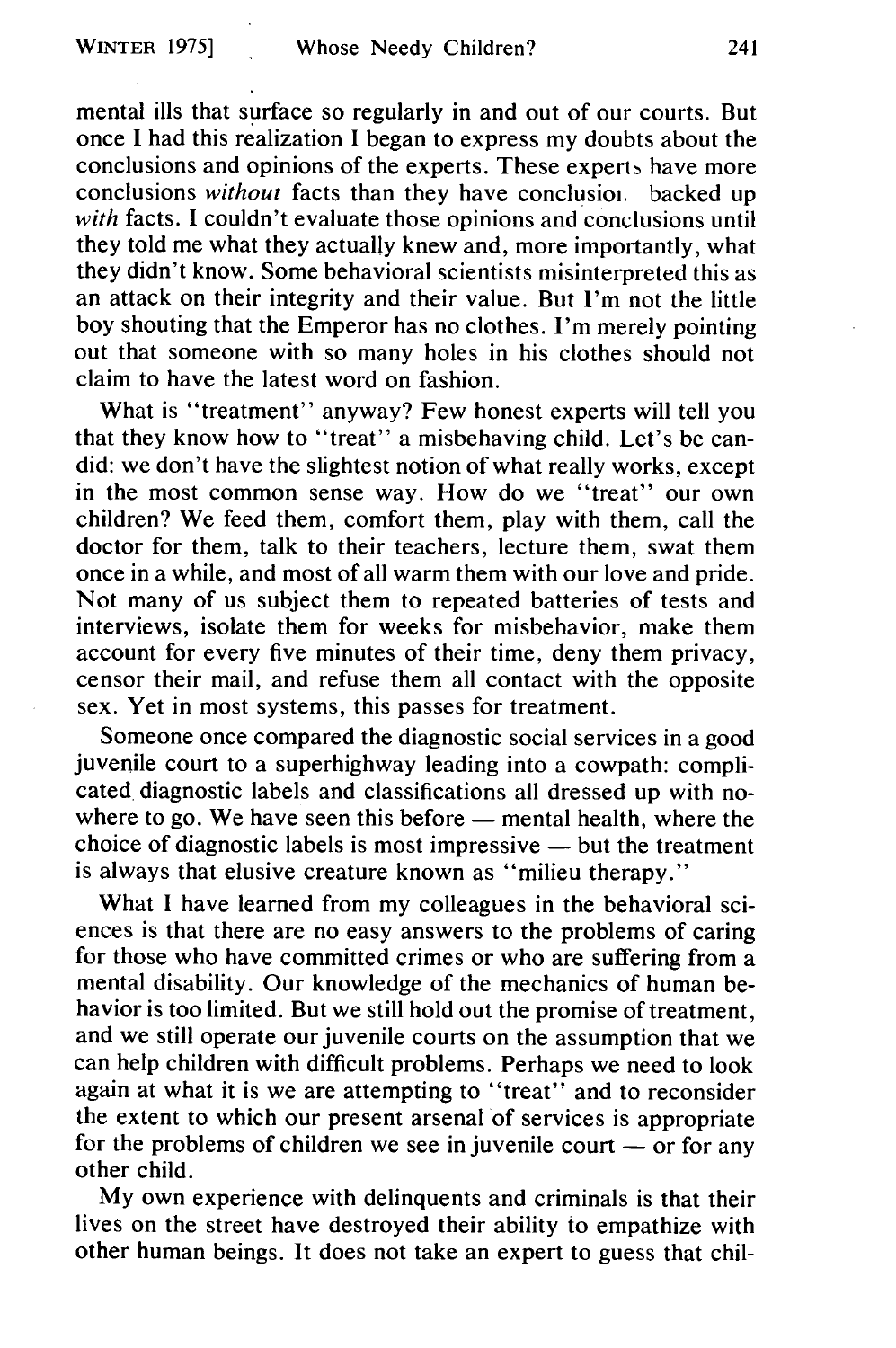mental ills that surface so regularly in and out of our courts. But once I had this realization I began to express my doubts about the conclusions and opinions of the experts. These experts have more conclusions *without* facts than they have conclusions backed up *with* facts. I couldn't evaluate those opinions and conclusions until they told me what they actually knew and, more importantly, what they didn't know. Some behavioral scientists misinterpreted this as an attack on their integrity and their value. But I'm not the little boy shouting that the Emperor has no clothes. I'm merely pointing out that someone with so many holes in his clothes should not claim to have the latest word on fashion.

What is "treatment" anyway? Few honest experts will tell you that they know how to "treat" a misbehaving child. Let's be candid: we don't have the slightest notion of what really works, except in the most common sense way. How do we "treat" our own children? We feed them, comfort them, play with them, call the doctor for them, talk to their teachers, lecture them, swat them once in a while, and most of all warm them with our love and pride. Not many of us subject them to repeated batteries of tests and interviews, isolate them for weeks for misbehavior, make them account for every five minutes of their time, deny them privacy, censor their mail, and refuse them all contact with the opposite sex. Yet in most systems, this passes for treatment.

Someone once compared the diagnostic social services in a good juvenile court to a superhighway leading into a cowpath: complicated diagnostic labels and classifications all dressed up with nowhere to go. We have seen this before — mental health, where the choice of diagnostic labels is most impressive — but the treatment is always that elusive creature known as "milieu therapy."

What I have learned from my colleagues in the behavioral sciences is that there are no easy answers to the problems of caring for those who have committed crimes or who are suffering from a mental disability. Our knowledge of the mechanics of human behavior is too limited. But we still hold out the promise of treatment, and we still operate our juvenile courts on the assumption that we can help children with difficult problems. Perhaps we need to look again at what it is we are attempting to "treat" and to reconsider the extent to which our present arsenal of services is appropriate for the problems of children we see in juvenile court — or for any other child.

My own experience with delinquents and criminals is that their lives on the street have destroyed their ability to empathize with other human beings. It does not take an expert to guess that chil-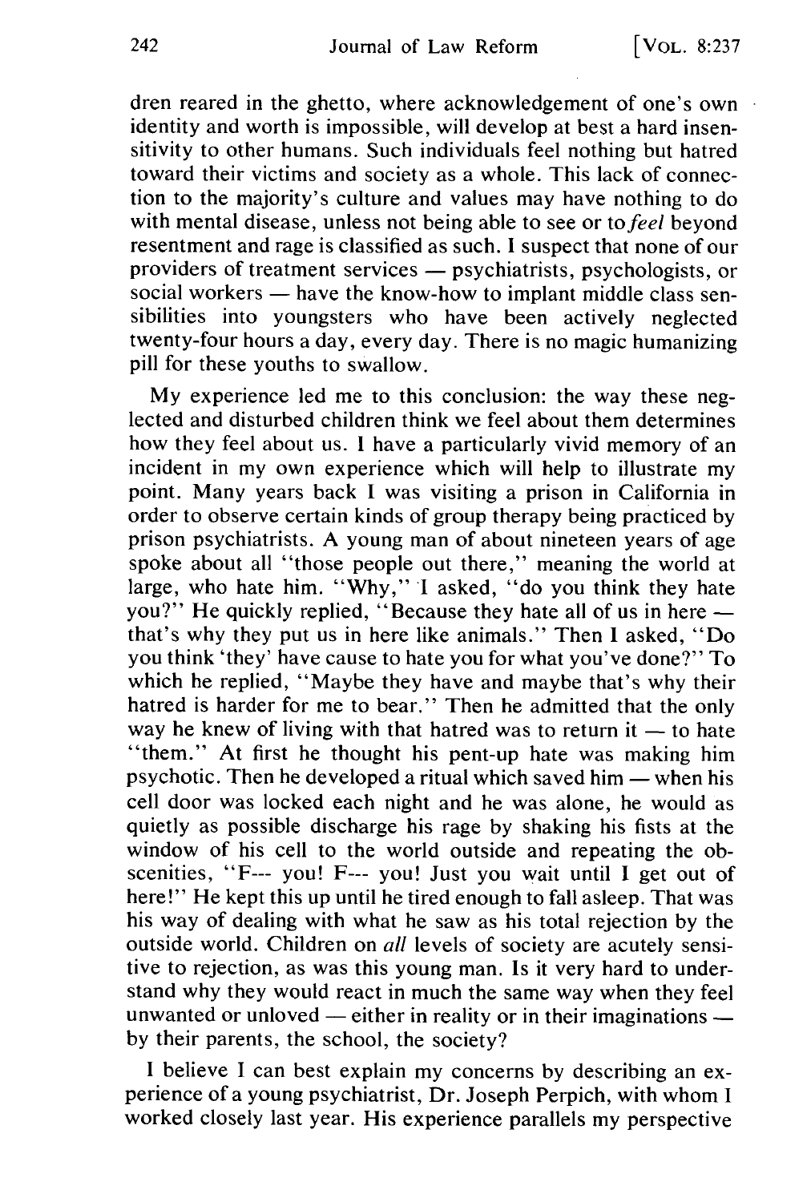dren reared in the ghetto, where acknowledgement of one's own identity and worth is impossible, will develop at best a hard insensitivity to other humans. Such individuals feel nothing but hatred toward their victims and society as a whole. This lack of connection to the majority's culture and values may have nothing to do with mental disease, unless not being able to see or to *feel* beyond resentment and rage is classified as such. I suspect that none of our providers of treatment services — psychiatrists, psychologists, or social workers — have the know-how to implant middle class sensibilities into youngsters who have been actively neglected twenty-four hours a day, every day. There is no magic humanizing pill for these youths to swallow.

My experience led me to this conclusion: the way these neglected and disturbed children think we feel about them determines how they feel about us. I have a particularly vivid memory of an incident in my own experience which will help to illustrate my point. Many years back I was visiting a prison in California in order to observe certain kinds of group therapy being practiced by prison psychiatrists. A young man of about nineteen years of age spoke about all "those people out there," meaning the world at large, who hate him. "Why," I asked, "do you think they hate you?" He quickly replied, "Because they hate all of us in here — that's why they put us in here like animals." Then I asked, "Do you think 'they' have cause to hate you for what you've done?" To which he replied, "Maybe they have and maybe that's why their hatred is harder for me to bear." Then he admitted that the only way he knew of living with that hatred was to return it — to hate "them." At first he thought his pent-up hate was making him psychotic. Then he developed a ritual which saved him — when his cell door was locked each night and he was alone, he would as quietly as possible discharge his rage by shaking his fists at the window of his cell to the world outside and repeating the obscenities, "F--- you! F--- you! Just you wait until I get out of here!" He kept this up until he tired enough to fall asleep. That was his way of dealing with what he saw as his total rejection by the outside world. Children on *all* levels of society are acutely sensitive to rejection, as was this young man. Is it very hard to understand why they would react in much the same way when they feel unwanted or unloved — either in reality or in their imaginations — by their parents, the school, the society?

I believe I can best explain my concerns by describing an experience of a young psychiatrist, Dr. Joseph Perpich, with whom I worked closely last year. His experience parallels my perspective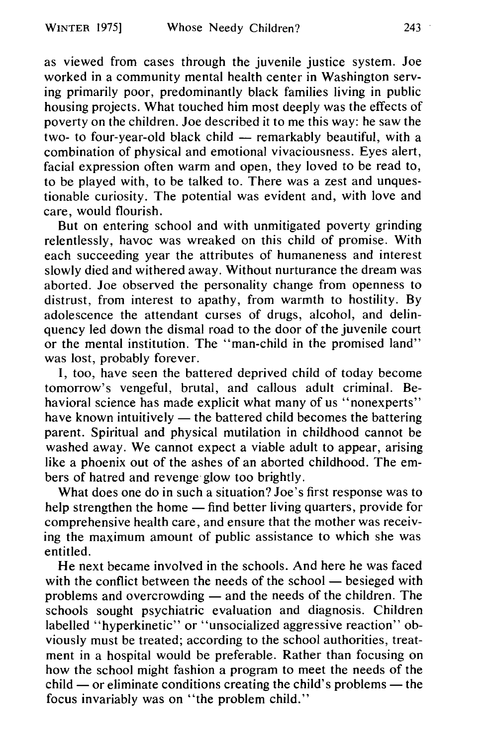as viewed from cases through the juvenile justice system. Joe worked in a community mental health center in Washington serving primarily poor, predominantly black families living in public housing projects. What touched him most deeply was the effects of poverty on the children. Joe described it to me this way: he saw the two- to four-year-old black child — remarkably beautiful, with a combination of physical and emotional vivaciousness. Eyes alert, facial expression often warm and open, they loved to be read to, to be played with, to be talked to. There was a zest and unquestionable curiosity. The potential was evident and, with love and care, would flourish.

But on entering school and with unmitigated poverty grinding relentlessly, havoc was wreaked on this child of promise. With each succeeding year the attributes of humaneness and interest slowly died and withered away. Without nurturance the dream was aborted. Joe observed the personality change from openness to distrust, from interest to apathy, from warmth to hostility. By adolescence the attendant curses of drugs, alcohol, and delinquency led down the dismal road to the door of the juvenile court or the mental institution. The "man-child in the promised land" was lost, probably forever.

I, too, have seen the battered deprived child of today become tomorrow's vengeful, brutal, and callous adult criminal. Behavioral science has made explicit what many of us "nonexperts" have known intuitively — the battered child becomes the battering parent. Spiritual and physical mutilation in childhood cannot be washed away. We cannot expect a viable adult to appear, arising like a phoenix out of the ashes of an aborted childhood. The embers of hatred and revenge glow too brightly.

What does one do in such a situation? Joe's first response was to help strengthen the home — find better living quarters, provide for comprehensive health care, and ensure that the mother was receiving the maximum amount of public assistance to which she was entitled.

He next became involved in the schools. And here he was faced with the conflict between the needs of the school — besieged with problems and overcrowding — and the needs of the children. The schools sought psychiatric evaluation and diagnosis. Children labelled "hyperkinetic" or "unsocialized aggressive reaction" obviously must be treated; according to the school authorities, treatment in a hospital would be preferable. Rather than focusing on how the school might fashion a program to meet the needs of the child — or eliminate conditions creating the child's problems — the focus invariably was on "the problem child."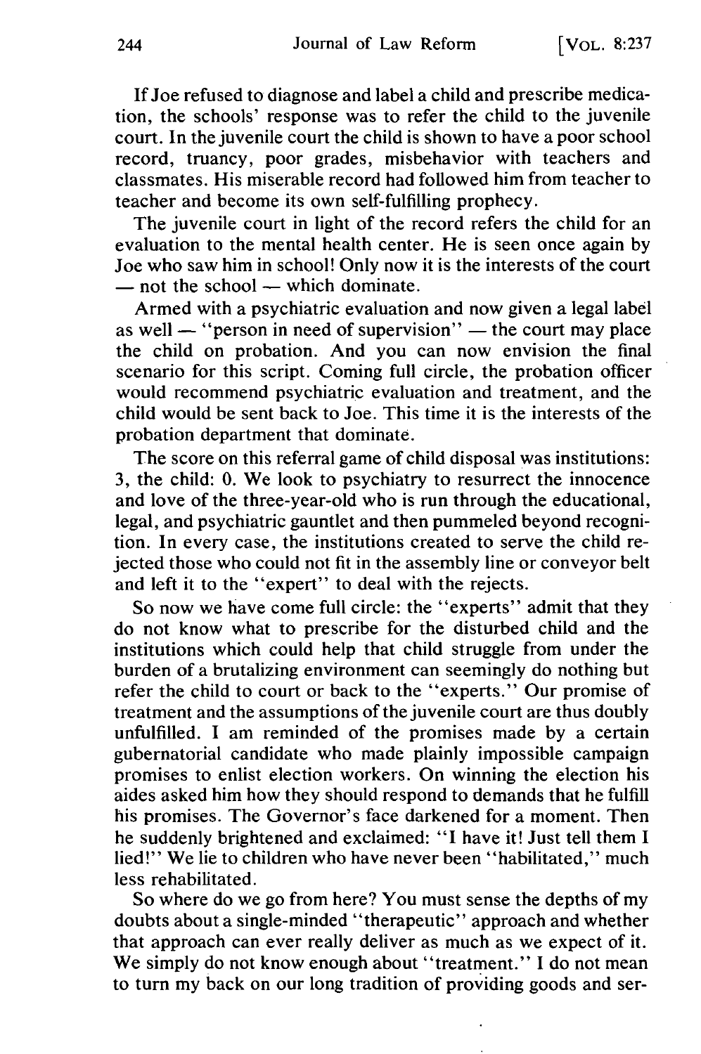If Joe refused to diagnose and label a child and prescribe medication, the schools' response was to refer the child to the juvenile court. In the juvenile court the child is shown to have a poor school record, truancy, poor grades, misbehavior with teachers and classmates. His miserable record had followed him from teacher to teacher and become its own self-fulfilling prophecy.

The juvenile court in light of the record refers the child for an evaluation to the mental health center. He is seen once again by Joe who saw him in school! Only now it is the interests of the court — not the school — which dominate.

Armed with a psychiatric evaluation and now given a legal label as well — "person in need of supervision" — the court may place the child on probation. And you can now envision the final scenario for this script. Coming full circle, the probation officer would recommend psychiatric evaluation and treatment, and the child would be sent back to Joe. This time it is the interests of the probation department that dominate.

The score on this referral game of child disposal was institutions: 3, the child: 0. We look to psychiatry to resurrect the innocence and love of the three-year-old who is run through the educational, legal, and psychiatric gauntlet and then pummeled beyond recognition. In every case, the institutions created to serve the child rejected those who could not fit in the assembly line or conveyor belt and left it to the "expert" to deal with the rejects.

So now we have come full circle: the "experts" admit that they do not know what to prescribe for the disturbed child and the institutions which could help that child struggle from under the burden of a brutalizing environment can seemingly do nothing but refer the child to court or back to the "experts." Our promise of treatment and the assumptions of the juvenile court are thus doubly unfulfilled. I am reminded of the promises made by a certain gubernatorial candidate who made plainly impossible campaign promises to enlist election workers. On winning the election his aides asked him how they should respond to demands that he fulfill his promises. The Governor's face darkened for a moment. Then he suddenly brightened and exclaimed: "I have it! Just tell them I lied!" We lie to children who have never been "habilitated," much less rehabilitated.

So where do we go from here? You must sense the depths of my doubts about a single-minded "therapeutic" approach and whether that approach can ever really deliver as much as we expect of it. We simply do not know enough about "treatment." I do not mean to turn my back on our long tradition of providing goods and ser-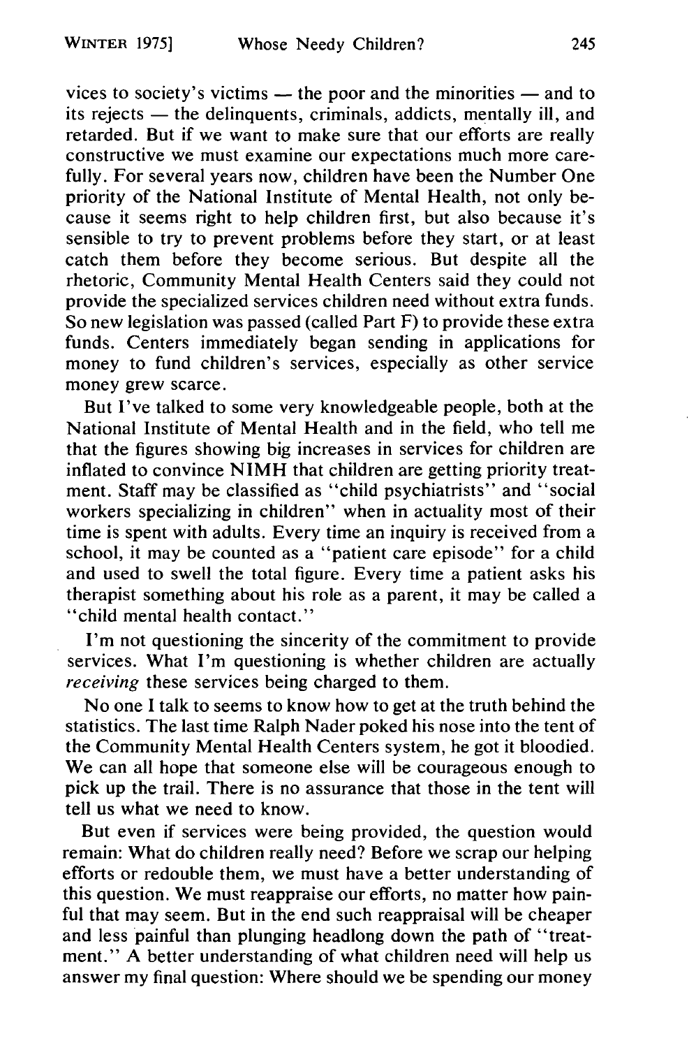vices to society's victims — the poor and the minorities — and to its rejects — the delinquents, criminals, addicts, mentally ill, and retarded. But if we want to make sure that our efforts are really constructive we must examine our expectations much more carefully. For several years now, children have been the Number One priority of the National Institute of Mental Health, not only because it seems right to help children first, but also because it's sensible to try to prevent problems before they start, or at least catch them before they become serious. But despite all the rhetoric, Community Mental Health Centers said they could not provide the specialized services children need without extra funds. So new legislation was passed (called Part F) to provide these extra funds. Centers immediately began sending in applications for money to fund children's services, especially as other service money grew scarce.

But I've talked to some very knowledgeable people, both at the National Institute of Mental Health and in the field, who tell me that the figures showing big increases in services for children are inflated to convince NIMH that children are getting priority treatment. Staff may be classified as "child psychiatrists" and "social workers specializing in children" when in actuality most of their time is spent with adults. Every time an inquiry is received from a school, it may be counted as a "patient care episode" for a child and used to swell the total figure. Every time a patient asks his therapist something about his role as a parent, it may be called a "child mental health contact."

I'm not questioning the sincerity of the commitment to provide services. What I'm questioning is whether children are actually *receiving* these services being charged to them.

No one I talk to seems to know how to get at the truth behind the statistics. The last time Ralph Nader poked his nose into the tent of the Community Mental Health Centers system, he got it bloodied. We can all hope that someone else will be courageous enough to pick up the trail. There is no assurance that those in the tent will tell us what we need to know.

But even if services were being provided, the question would remain: What do children really need? Before we scrap our helping efforts or redouble them, we must have a better understanding of this question. We must reappraise our efforts, no matter how painful that may seem. But in the end such reappraisal will be cheaper and less painful than plunging headlong down the path of "treatment." A better understanding of what children need will help us answer my final question: Where should we be spending our money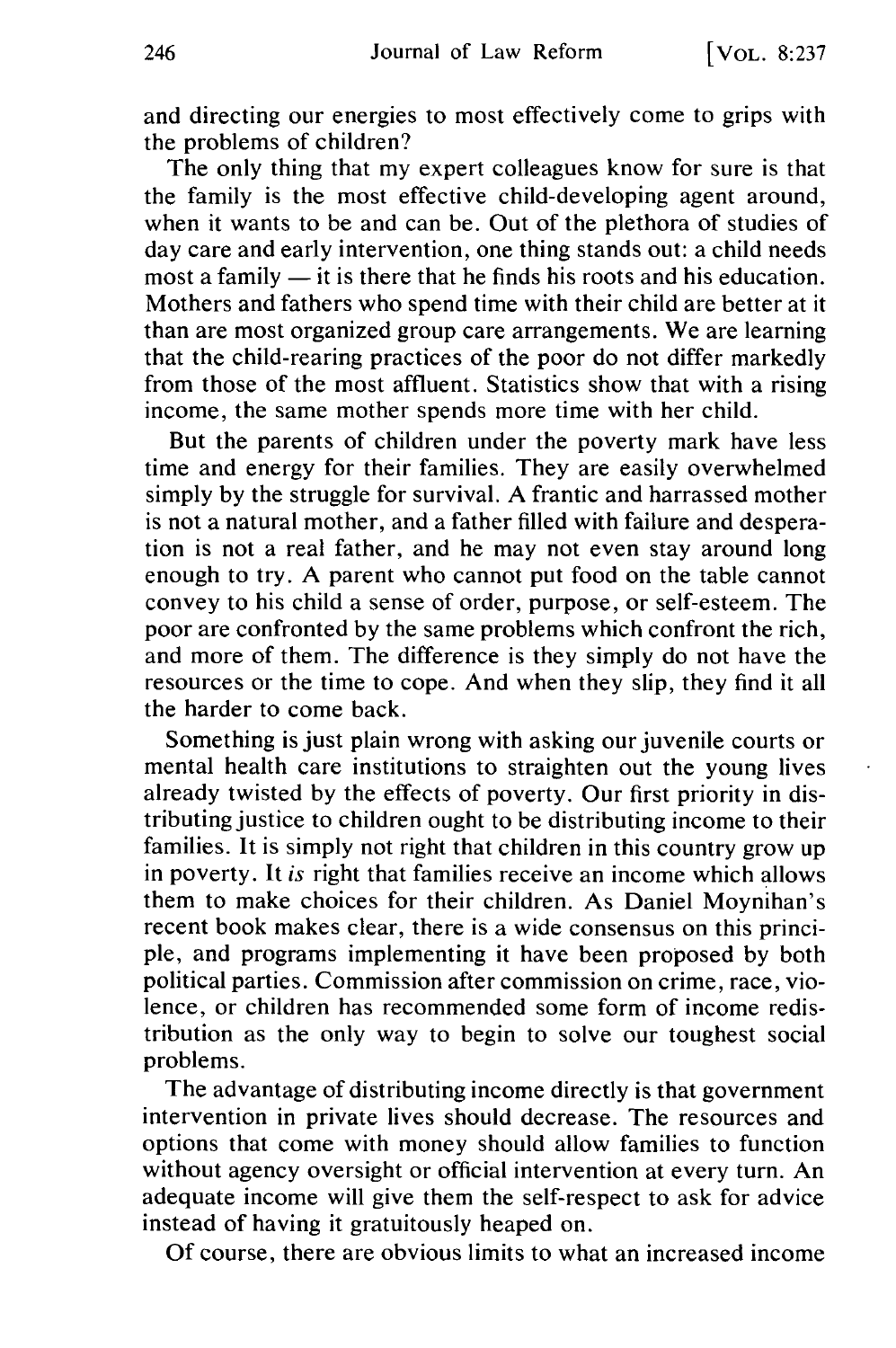and directing our energies to most effectively come to grips with the problems of children?

The only thing that my expert colleagues know for sure is that the family is the most effective child-developing agent around, when it wants to be and can be. Out of the plethora of studies of day care and early intervention, one thing stands out: a child needs most a family — it is there that he finds his roots and his education. Mothers and fathers who spend time with their child are better at it than are most organized group care arrangements. We are learning that the child-rearing practices of the poor do not differ markedly from those of the most affluent. Statistics show that with a rising income, the same mother spends more time with her child.

But the parents of children under the poverty mark have less time and energy for their families. They are easily overwhelmed simply by the struggle for survival. A frantic and harrassed mother is not a natural mother, and a father filled with failure and desperation is not a real father, and he may not even stay around long enough to try. A parent who cannot put food on the table cannot convey to his child a sense of order, purpose, or self-esteem. The poor are confronted by the same problems which confront the rich, and more of them. The difference is they simply do not have the resources or the time to cope. And when they slip, they find it all the harder to come back.

Something is just plain wrong with asking our juvenile courts or mental health care institutions to straighten out the young lives already twisted by the effects of poverty. Our first priority in distributing justice to children ought to be distributing income to their families. It is simply not right that children in this country grow up in poverty. It *is* right that families receive an income which allows them to make choices for their children. As Daniel Moynihan's recent book makes clear, there is a wide consensus on this principle, and programs implementing it have been proposed by both political parties. Commission after commission on crime, race, violence, or children has recommended some form of income redistribution as the only way to begin to solve our toughest social problems.

The advantage of distributing income directly is that government intervention in private lives should decrease. The resources and options that come with money should allow families to function without agency oversight or official intervention at every turn. An adequate income will give them the self-respect to ask for advice instead of having it gratuitously heaped on.

Of course, there are obvious limits to what an increased income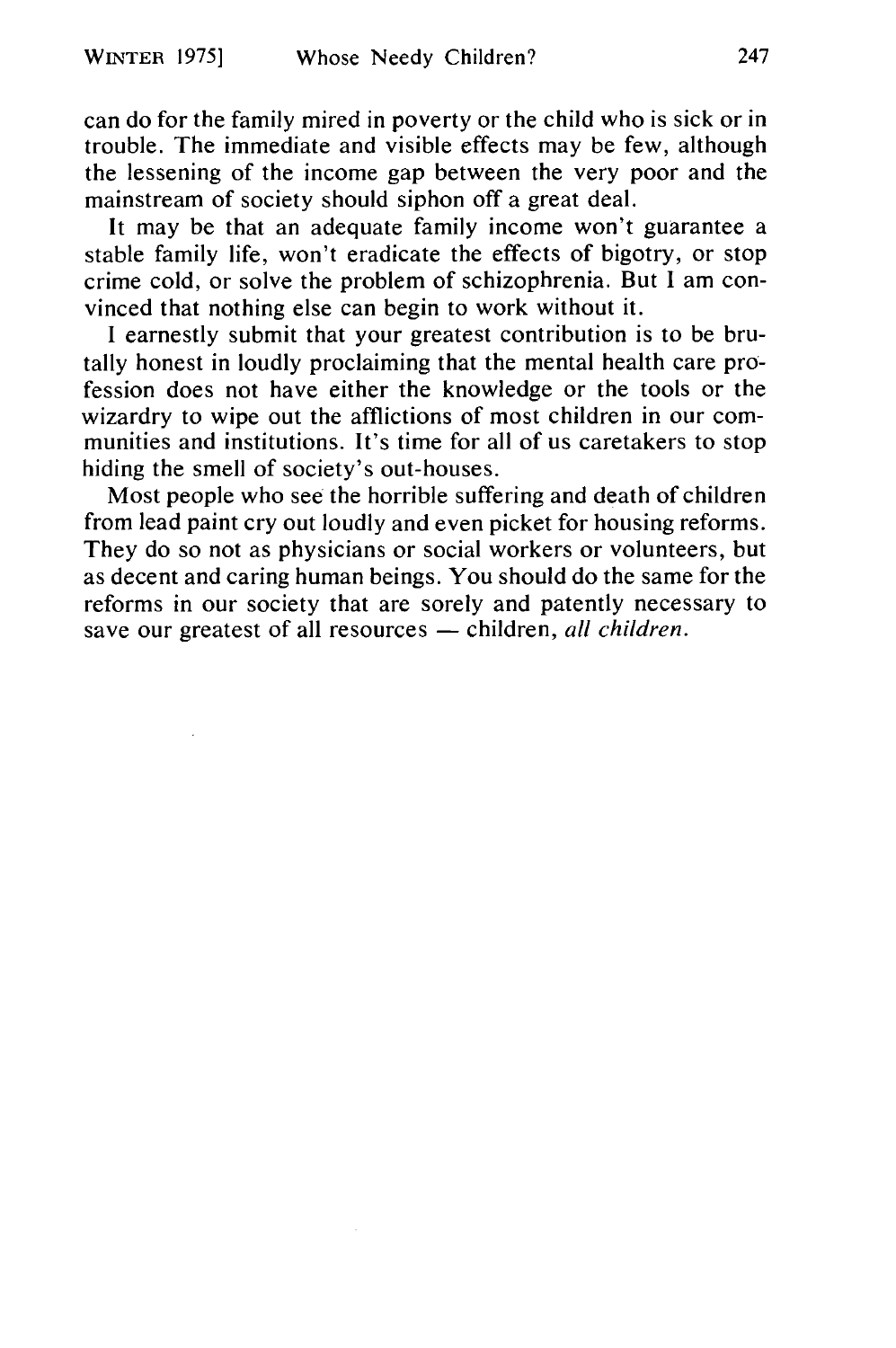can do for the family mired in poverty or the child who is sick or in trouble. The immediate and visible effects may be few, although the lessening of the income gap between the very poor and the mainstream of society should siphon off a great deal.

It may be that an adequate family income won't guarantee a stable family life, won't eradicate the effects of bigotry, or stop crime cold, or solve the problem of schizophrenia. But I am convinced that nothing else can begin to work without it.

I earnestly submit that your greatest contribution is to be brutally honest in loudly proclaiming that the mental health care profession does not have either the knowledge or the tools or the wizardry to wipe out the afflictions of most children in our communities and institutions. It's time for all of us caretakers to stop hiding the smell of society's out-houses.

Most people who see the horrible suffering and death of children from lead paint cry out loudly and even picket for housing reforms. They do so not as physicians or social workers or volunteers, but as decent and caring human beings. You should do the same for the reforms in our society that are sorely and patently necessary to save our greatest of all resources — children, *all children.*